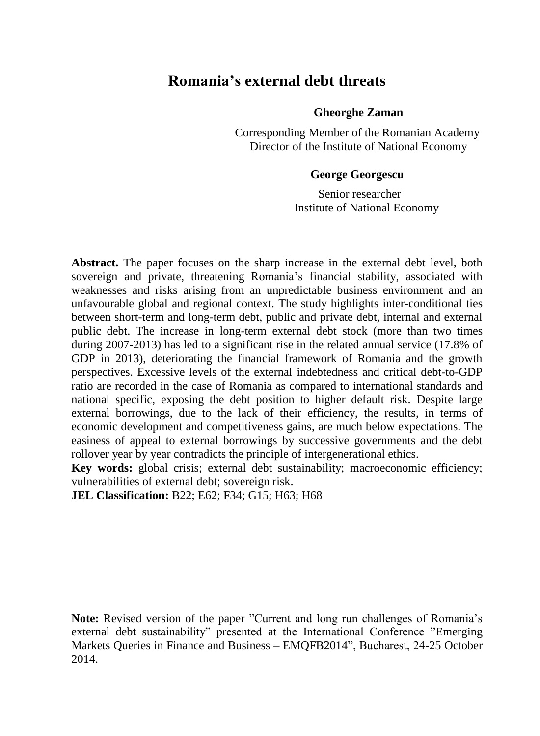# Romania's external debt threats

**Gheorghe Zaman**

Corresponding Member of the Romanian Academy
Director of the Institute of National Economy

**George Georgescu**

Senior researcher
Institute of National Economy

**Abstract.** The paper focuses on the sharp increase in the external debt level, both sovereign and private, threatening Romania's financial stability, associated with weaknesses and risks arising from an unpredictable business environment and an unfavourable global and regional context. The study highlights inter-conditional ties between short-term and long-term debt, public and private debt, internal and external public debt. The increase in long-term external debt stock (more than two times during 2007-2013) has led to a significant rise in the related annual service (17.8% of GDP in 2013), deteriorating the financial framework of Romania and the growth perspectives. Excessive levels of the external indebtedness and critical debt-to-GDP ratio are recorded in the case of Romania as compared to international standards and national specific, exposing the debt position to higher default risk. Despite large external borrowings, due to the lack of their efficiency, the results, in terms of economic development and competitiveness gains, are much below expectations. The easiness of appeal to external borrowings by successive governments and the debt rollover year by year contradicts the principle of intergenerational ethics.

**Key words:** global crisis; external debt sustainability; macroeconomic efficiency; vulnerabilities of external debt; sovereign risk.

**JEL Classification:** B22; E62; F34; G15; H63; H68

**Note:** Revised version of the paper "Current and long run challenges of Romania's external debt sustainability" presented at the International Conference "Emerging Markets Queries in Finance and Business – EMQFB2014", Bucharest, 24-25 October 2014.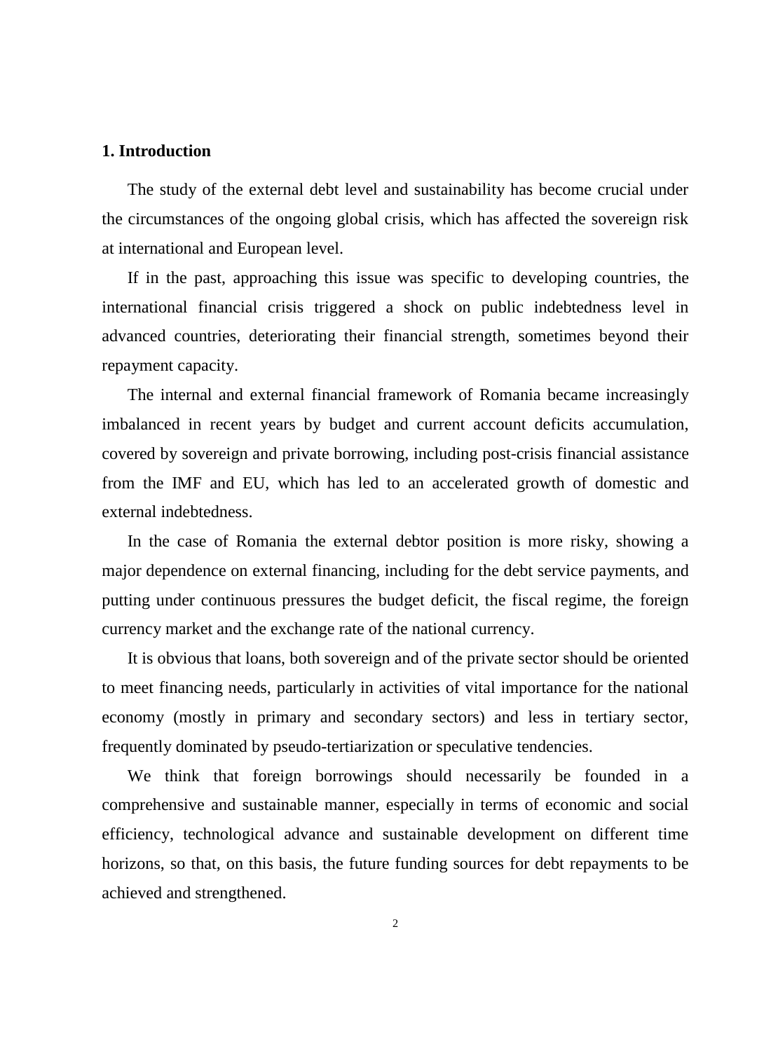## 1. Introduction

The study of the external debt level and sustainability has become crucial under the circumstances of the ongoing global crisis, which has affected the sovereign risk at international and European level.

If in the past, approaching this issue was specific to developing countries, the international financial crisis triggered a shock on public indebtedness level in advanced countries, deteriorating their financial strength, sometimes beyond their repayment capacity.

The internal and external financial framework of Romania became increasingly imbalanced in recent years by budget and current account deficits accumulation, covered by sovereign and private borrowing, including post-crisis financial assistance from the IMF and EU, which has led to an accelerated growth of domestic and external indebtedness.

In the case of Romania the external debtor position is more risky, showing a major dependence on external financing, including for the debt service payments, and putting under continuous pressures the budget deficit, the fiscal regime, the foreign currency market and the exchange rate of the national currency.

It is obvious that loans, both sovereign and of the private sector should be oriented to meet financing needs, particularly in activities of vital importance for the national economy (mostly in primary and secondary sectors) and less in tertiary sector, frequently dominated by pseudo-tertiarization or speculative tendencies.

We think that foreign borrowings should necessarily be founded in a comprehensive and sustainable manner, especially in terms of economic and social efficiency, technological advance and sustainable development on different time horizons, so that, on this basis, the future funding sources for debt repayments to be achieved and strengthened.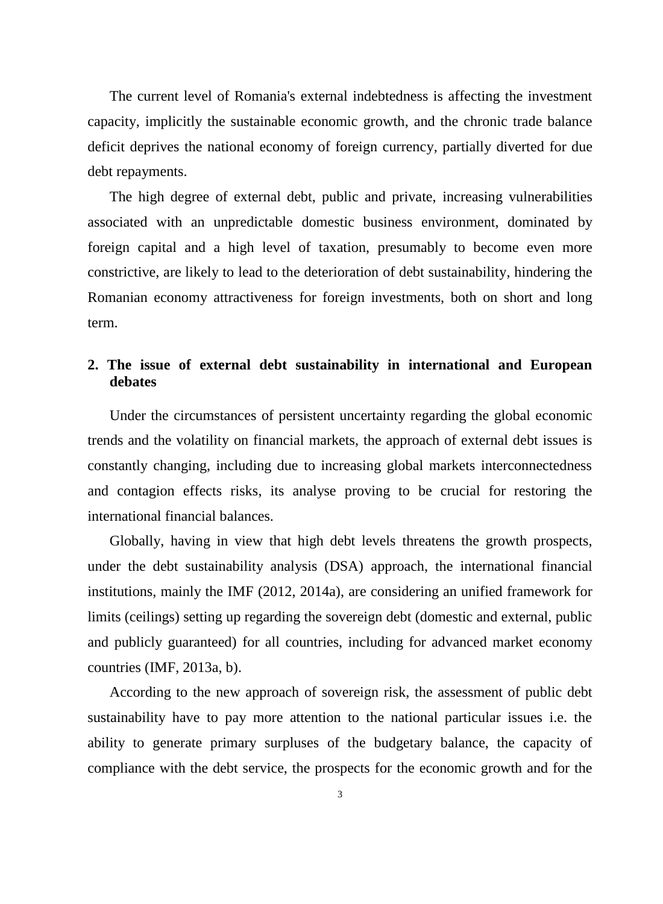The current level of Romania's external indebtedness is affecting the investment capacity, implicitly the sustainable economic growth, and the chronic trade balance deficit deprives the national economy of foreign currency, partially diverted for due debt repayments.

The high degree of external debt, public and private, increasing vulnerabilities associated with an unpredictable domestic business environment, dominated by foreign capital and a high level of taxation, presumably to become even more constrictive, are likely to lead to the deterioration of debt sustainability, hindering the Romanian economy attractiveness for foreign investments, both on short and long term.

## 2. The issue of external debt sustainability in international and European debates

Under the circumstances of persistent uncertainty regarding the global economic trends and the volatility on financial markets, the approach of external debt issues is constantly changing, including due to increasing global markets interconnectedness and contagion effects risks, its analyse proving to be crucial for restoring the international financial balances.

Globally, having in view that high debt levels threatens the growth prospects, under the debt sustainability analysis (DSA) approach, the international financial institutions, mainly the IMF (2012, 2014a), are considering an unified framework for limits (ceilings) setting up regarding the sovereign debt (domestic and external, public and publicly guaranteed) for all countries, including for advanced market economy countries (IMF, 2013a, b).

According to the new approach of sovereign risk, the assessment of public debt sustainability have to pay more attention to the national particular issues i.e. the ability to generate primary surpluses of the budgetary balance, the capacity of compliance with the debt service, the prospects for the economic growth and for the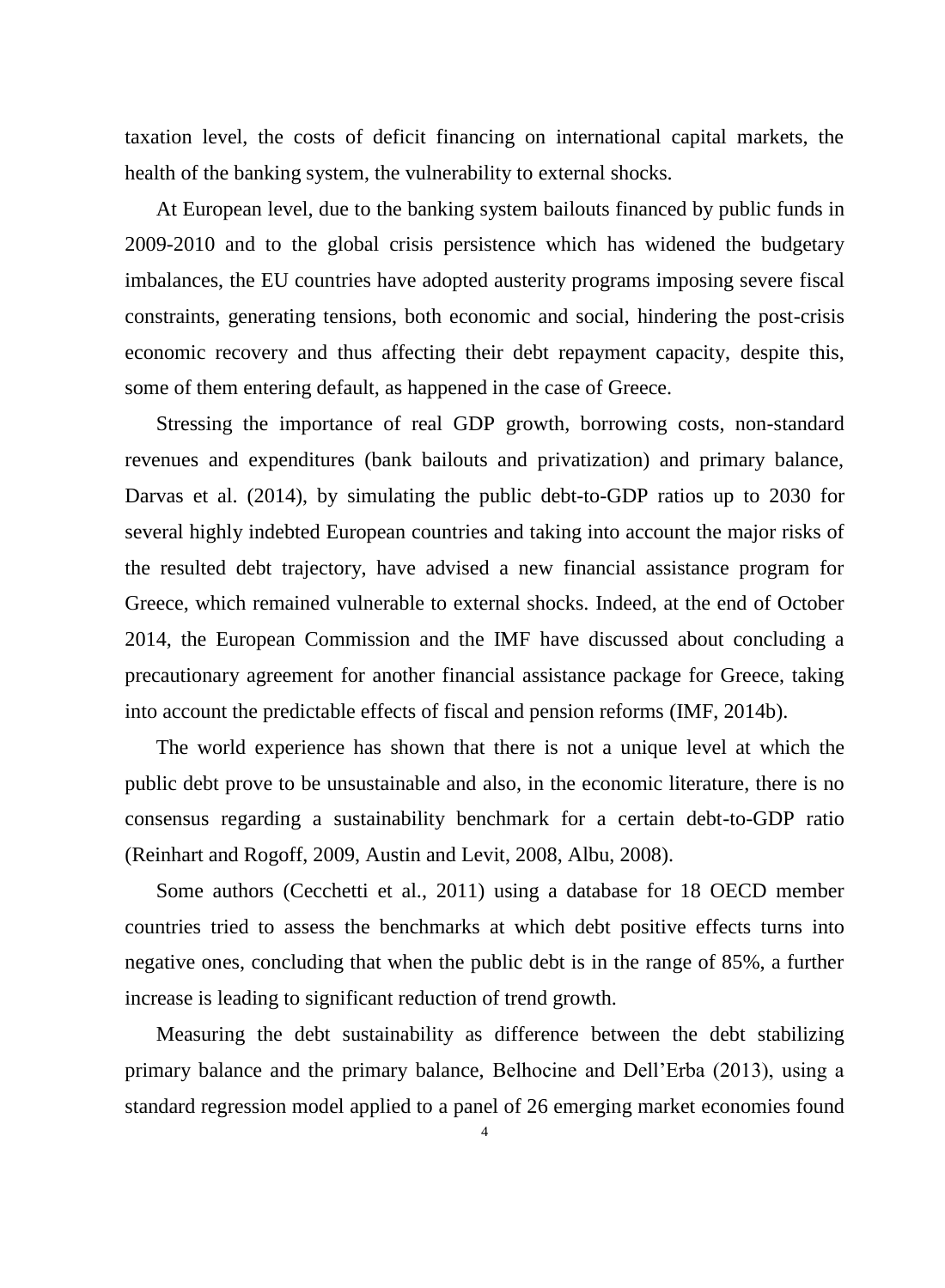taxation level, the costs of deficit financing on international capital markets, the health of the banking system, the vulnerability to external shocks.

At European level, due to the banking system bailouts financed by public funds in 2009-2010 and to the global crisis persistence which has widened the budgetary imbalances, the EU countries have adopted austerity programs imposing severe fiscal constraints, generating tensions, both economic and social, hindering the post-crisis economic recovery and thus affecting their debt repayment capacity, despite this, some of them entering default, as happened in the case of Greece.

Stressing the importance of real GDP growth, borrowing costs, non-standard revenues and expenditures (bank bailouts and privatization) and primary balance, Darvas et al. (2014), by simulating the public debt-to-GDP ratios up to 2030 for several highly indebted European countries and taking into account the major risks of the resulted debt trajectory, have advised a new financial assistance program for Greece, which remained vulnerable to external shocks. Indeed, at the end of October 2014, the European Commission and the IMF have discussed about concluding a precautionary agreement for another financial assistance package for Greece, taking into account the predictable effects of fiscal and pension reforms (IMF, 2014b).

The world experience has shown that there is not a unique level at which the public debt prove to be unsustainable and also, in the economic literature, there is no consensus regarding a sustainability benchmark for a certain debt-to-GDP ratio (Reinhart and Rogoff, 2009, Austin and Levit, 2008, Albu, 2008).

Some authors (Cecchetti et al., 2011) using a database for 18 OECD member countries tried to assess the benchmarks at which debt positive effects turns into negative ones, concluding that when the public debt is in the range of 85%, a further increase is leading to significant reduction of trend growth.

Measuring the debt sustainability as difference between the debt stabilizing primary balance and the primary balance, Belhocine and Dell'Erba (2013), using a standard regression model applied to a panel of 26 emerging market economies found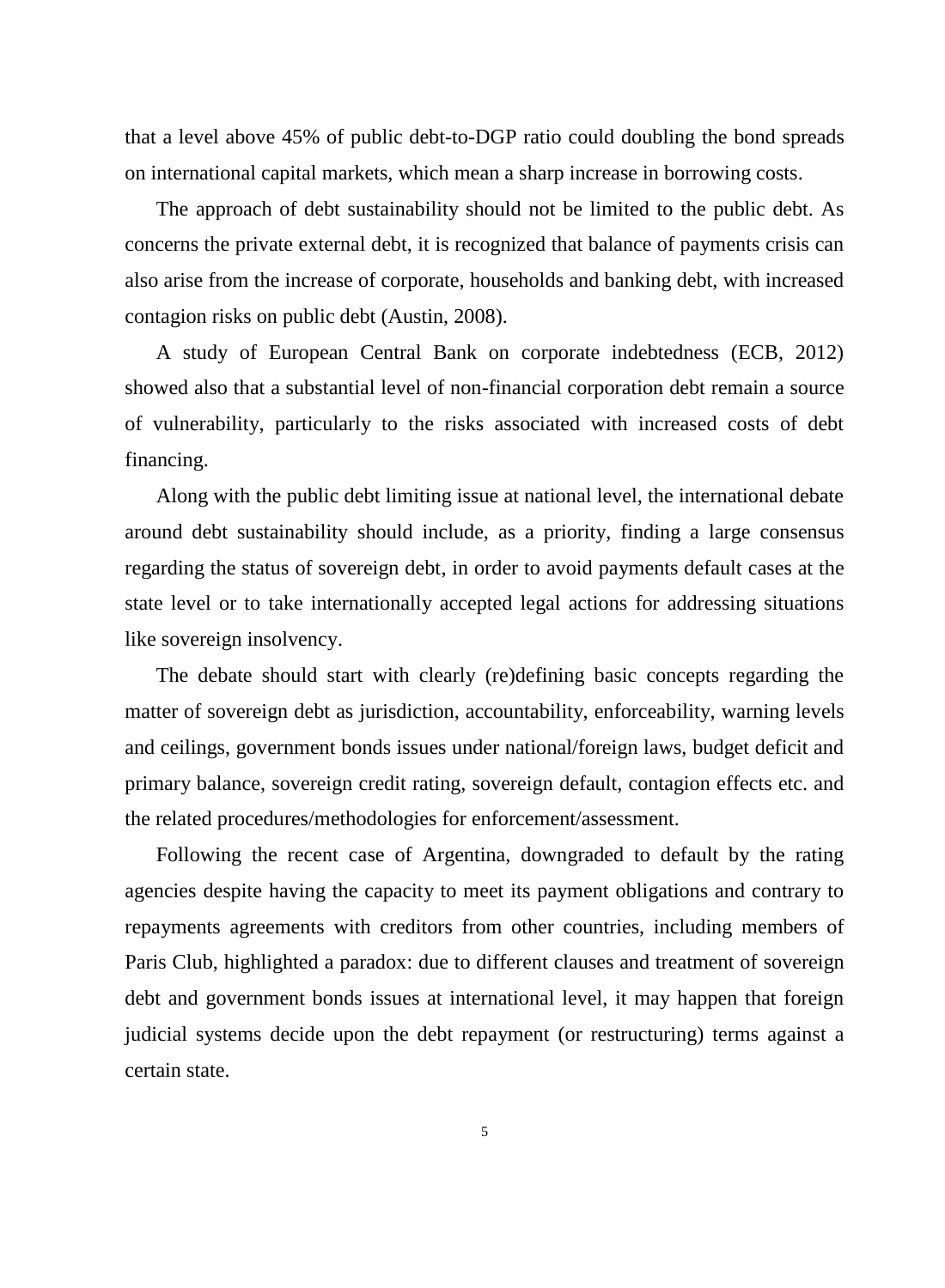that a level above 45% of public debt-to-DGP ratio could doubling the bond spreads on international capital markets, which mean a sharp increase in borrowing costs.

The approach of debt sustainability should not be limited to the public debt. As concerns the private external debt, it is recognized that balance of payments crisis can also arise from the increase of corporate, households and banking debt, with increased contagion risks on public debt (Austin, 2008).

A study of European Central Bank on corporate indebtedness (ECB, 2012) showed also that a substantial level of non-financial corporation debt remain a source of vulnerability, particularly to the risks associated with increased costs of debt financing.

Along with the public debt limiting issue at national level, the international debate around debt sustainability should include, as a priority, finding a large consensus regarding the status of sovereign debt, in order to avoid payments default cases at the state level or to take internationally accepted legal actions for addressing situations like sovereign insolvency.

The debate should start with clearly (re)defining basic concepts regarding the matter of sovereign debt as jurisdiction, accountability, enforceability, warning levels and ceilings, government bonds issues under national/foreign laws, budget deficit and primary balance, sovereign credit rating, sovereign default, contagion effects etc. and the related procedures/methodologies for enforcement/assessment.

Following the recent case of Argentina, downgraded to default by the rating agencies despite having the capacity to meet its payment obligations and contrary to repayments agreements with creditors from other countries, including members of Paris Club, highlighted a paradox: due to different clauses and treatment of sovereign debt and government bonds issues at international level, it may happen that foreign judicial systems decide upon the debt repayment (or restructuring) terms against a certain state.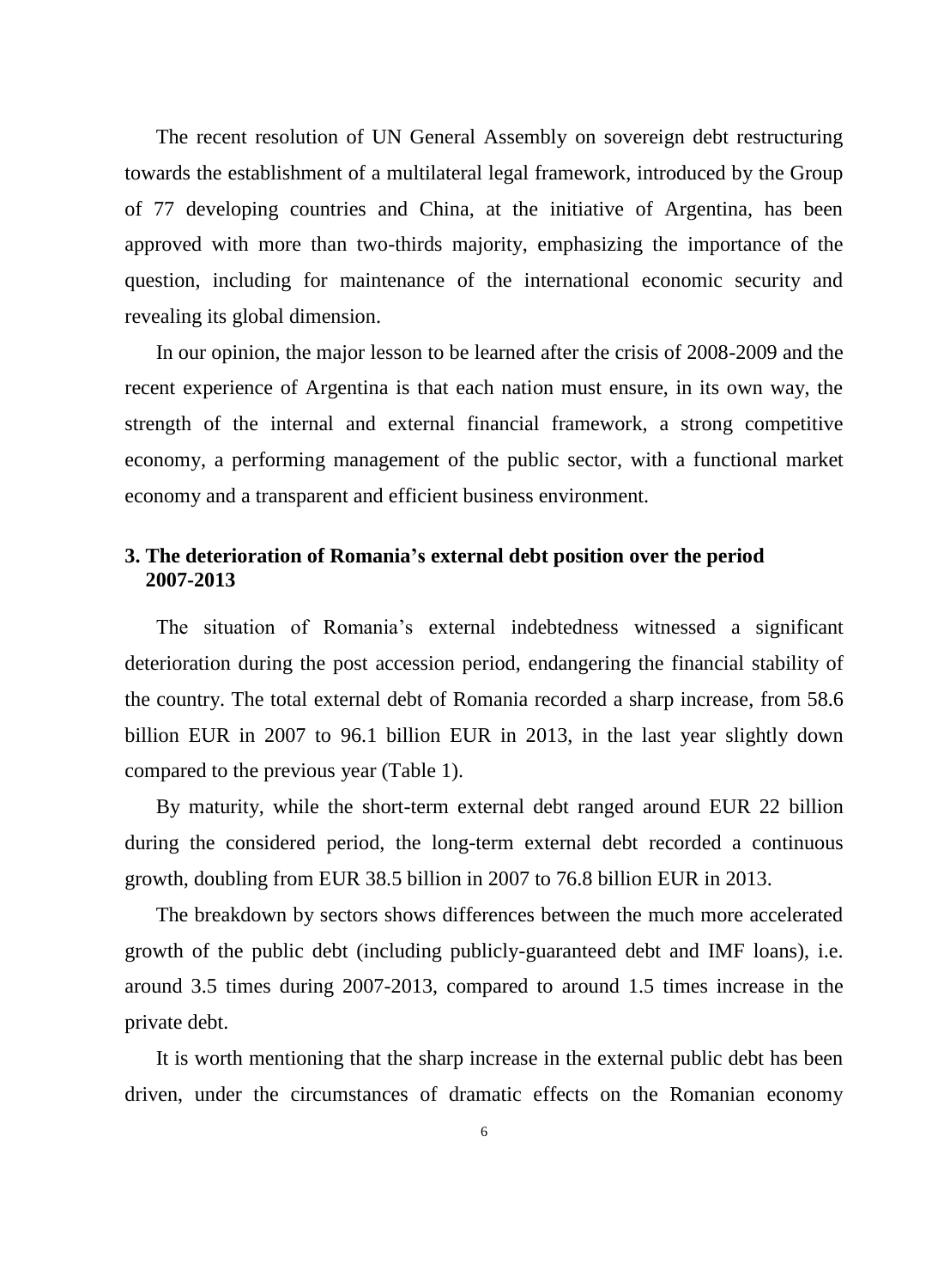The recent resolution of UN General Assembly on sovereign debt restructuring towards the establishment of a multilateral legal framework, introduced by the Group of 77 developing countries and China, at the initiative of Argentina, has been approved with more than two-thirds majority, emphasizing the importance of the question, including for maintenance of the international economic security and revealing its global dimension.

In our opinion, the major lesson to be learned after the crisis of 2008-2009 and the recent experience of Argentina is that each nation must ensure, in its own way, the strength of the internal and external financial framework, a strong competitive economy, a performing management of the public sector, with a functional market economy and a transparent and efficient business environment.

## 3. The deterioration of Romania's external debt position over the period 2007-2013

The situation of Romania's external indebtedness witnessed a significant deterioration during the post accession period, endangering the financial stability of the country. The total external debt of Romania recorded a sharp increase, from 58.6 billion EUR in 2007 to 96.1 billion EUR in 2013, in the last year slightly down compared to the previous year (Table 1).

By maturity, while the short-term external debt ranged around EUR 22 billion during the considered period, the long-term external debt recorded a continuous growth, doubling from EUR 38.5 billion in 2007 to 76.8 billion EUR in 2013.

The breakdown by sectors shows differences between the much more accelerated growth of the public debt (including publicly-guaranteed debt and IMF loans), i.e. around 3.5 times during 2007-2013, compared to around 1.5 times increase in the private debt.

It is worth mentioning that the sharp increase in the external public debt has been driven, under the circumstances of dramatic effects on the Romanian economy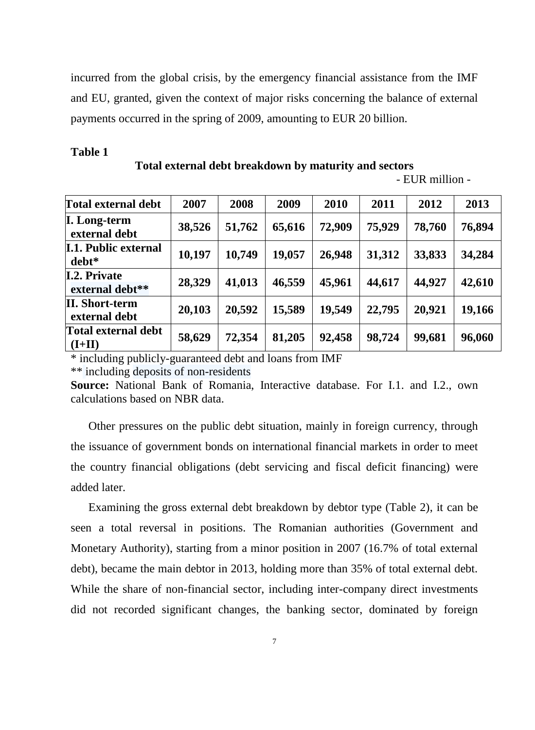incurred from the global crisis, by the emergency financial assistance from the IMF and EU, granted, given the context of major risks concerning the balance of external payments occurred in the spring of 2009, amounting to EUR 20 billion.

**Table 1**

**Total external debt breakdown by maturity and sectors**

- EUR million -

| Total external debt | 2007 | 2008 | 2009 | 2010 | 2011 | 2012 | 2013 |
|---|---|---|---|---|---|---|---|
| **I. Long-term external debt** | **38,526** | **51,762** | **65,616** | **72,909** | **75,929** | **78,760** | **76,894** |
| **I.1. Public external debt*** | **10,197** | **10,749** | **19,057** | **26,948** | **31,312** | **33,833** | **34,284** |
| **I.2. Private external debt**** | **28,329** | **41,013** | **46,559** | **45,961** | **44,617** | **44,927** | **42,610** |
| **II. Short-term external debt** | **20,103** | **20,592** | **15,589** | **19,549** | **22,795** | **20,921** | **19,166** |
| **Total external debt (I+II)** | **58,629** | **72,354** | **81,205** | **92,458** | **98,724** | **99,681** | **96,060** |

\* including publicly-guaranteed debt and loans from IMF

** including deposits of non-residents

**Source:** National Bank of Romania, Interactive database. For I.1. and I.2., own calculations based on NBR data.

Other pressures on the public debt situation, mainly in foreign currency, through the issuance of government bonds on international financial markets in order to meet the country financial obligations (debt servicing and fiscal deficit financing) were added later.

Examining the gross external debt breakdown by debtor type (Table 2), it can be seen a total reversal in positions. The Romanian authorities (Government and Monetary Authority), starting from a minor position in 2007 (16.7% of total external debt), became the main debtor in 2013, holding more than 35% of total external debt. While the share of non-financial sector, including inter-company direct investments did not recorded significant changes, the banking sector, dominated by foreign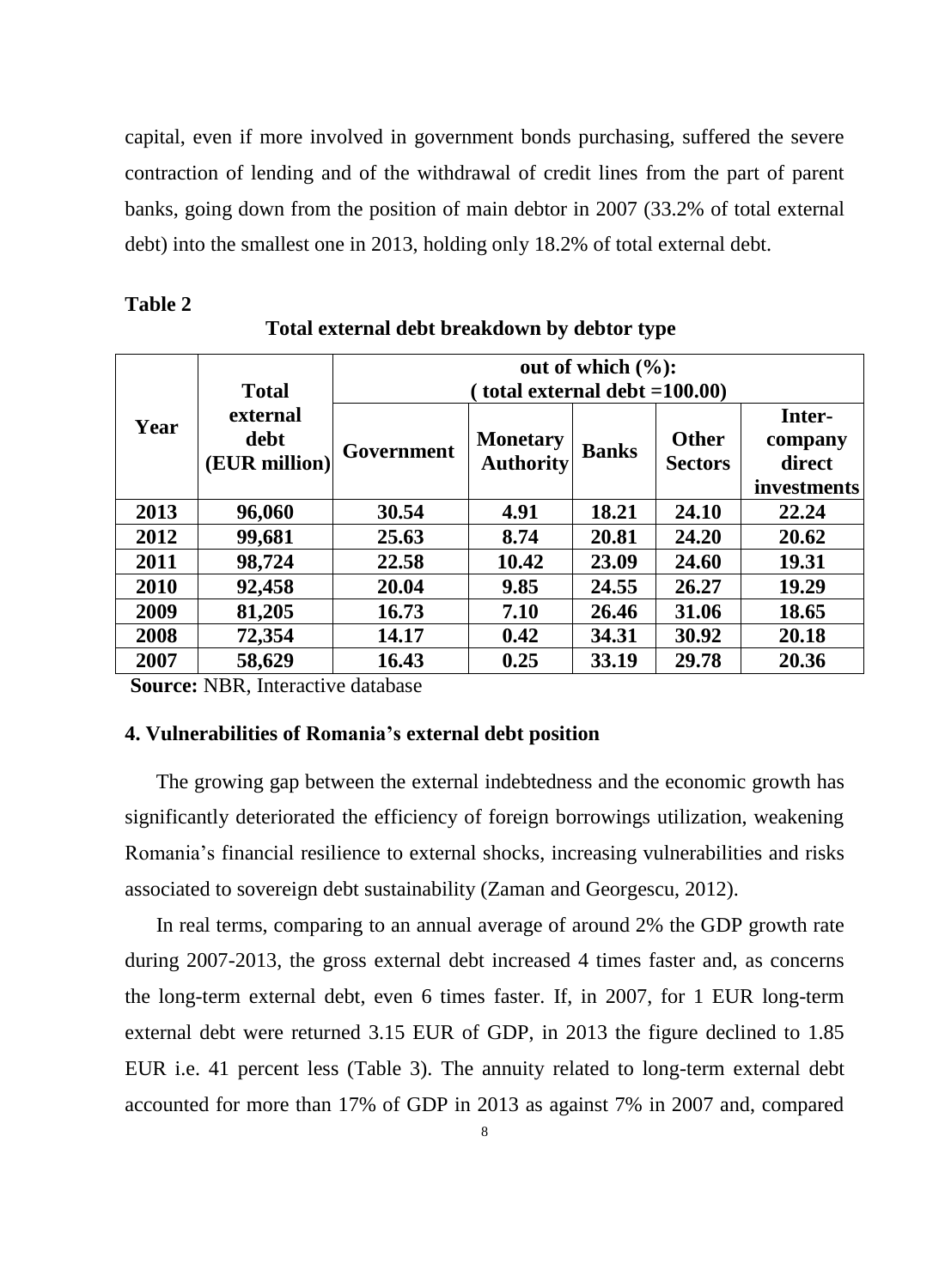capital, even if more involved in government bonds purchasing, suffered the severe contraction of lending and of the withdrawal of credit lines from the part of parent banks, going down from the position of main debtor in 2007 (33.2% of total external debt) into the smallest one in 2013, holding only 18.2% of total external debt.

**Table 2**

**Total external debt breakdown by debtor type**

| Year | Total external debt (EUR million) | out of which (%): ( total external debt =100.00) | | | | |
|---|---|---|---|---|---|---|
| | | Government | Monetary Authority | Banks | Other Sectors | Inter-company direct investments |
| **2013** | **96,060** | **30.54** | **4.91** | **18.21** | **24.10** | **22.24** |
| **2012** | **99,681** | **25.63** | **8.74** | **20.81** | **24.20** | **20.62** |
| **2011** | **98,724** | **22.58** | **10.42** | **23.09** | **24.60** | **19.31** |
| **2010** | **92,458** | **20.04** | **9.85** | **24.55** | **26.27** | **19.29** |
| **2009** | **81,205** | **16.73** | **7.10** | **26.46** | **31.06** | **18.65** |
| **2008** | **72,354** | **14.17** | **0.42** | **34.31** | **30.92** | **20.18** |
| **2007** | **58,629** | **16.43** | **0.25** | **33.19** | **29.78** | **20.36** |

**Source:** NBR, Interactive database

### 4. Vulnerabilities of Romania's external debt position

The growing gap between the external indebtedness and the economic growth has significantly deteriorated the efficiency of foreign borrowings utilization, weakening Romania's financial resilience to external shocks, increasing vulnerabilities and risks associated to sovereign debt sustainability (Zaman and Georgescu, 2012).

In real terms, comparing to an annual average of around 2% the GDP growth rate during 2007-2013, the gross external debt increased 4 times faster and, as concerns the long-term external debt, even 6 times faster. If, in 2007, for 1 EUR long-term external debt were returned 3.15 EUR of GDP, in 2013 the figure declined to 1.85 EUR i.e. 41 percent less (Table 3). The annuity related to long-term external debt accounted for more than 17% of GDP in 2013 as against 7% in 2007 and, compared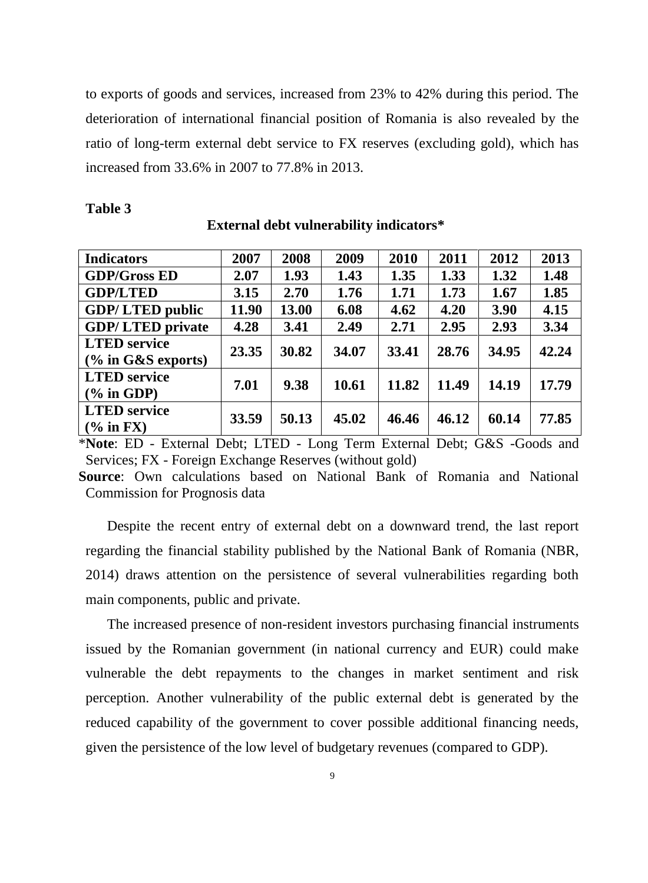to exports of goods and services, increased from 23% to 42% during this period. The deterioration of international financial position of Romania is also revealed by the ratio of long-term external debt service to FX reserves (excluding gold), which has increased from 33.6% in 2007 to 77.8% in 2013.

**Table 3**

**External debt vulnerability indicators***

| **Indicators** | **2007** | **2008** | **2009** | **2010** | **2011** | **2012** | **2013** |
|---|---|---|---|---|---|---|---|
| **GDP/Gross ED** | **2.07** | **1.93** | **1.43** | **1.35** | **1.33** | **1.32** | **1.48** |
| **GDP/LTED** | **3.15** | **2.70** | **1.76** | **1.71** | **1.73** | **1.67** | **1.85** |
| **GDP/ LTED public** | **11.90** | **13.00** | **6.08** | **4.62** | **4.20** | **3.90** | **4.15** |
| **GDP/ LTED private** | **4.28** | **3.41** | **2.49** | **2.71** | **2.95** | **2.93** | **3.34** |
| **LTED service (% in G&S exports)** | **23.35** | **30.82** | **34.07** | **33.41** | **28.76** | **34.95** | **42.24** |
| **LTED service (% in GDP)** | **7.01** | **9.38** | **10.61** | **11.82** | **11.49** | **14.19** | **17.79** |
| **LTED service (% in FX)** | **33.59** | **50.13** | **45.02** | **46.46** | **46.12** | **60.14** | **77.85** |

***Note**: ED - External Debt; LTED - Long Term External Debt; G&S -Goods and Services; FX - Foreign Exchange Reserves (without gold)

**Source**: Own calculations based on National Bank of Romania and National Commission for Prognosis data

Despite the recent entry of external debt on a downward trend, the last report regarding the financial stability published by the National Bank of Romania (NBR, 2014) draws attention on the persistence of several vulnerabilities regarding both main components, public and private.

The increased presence of non-resident investors purchasing financial instruments issued by the Romanian government (in national currency and EUR) could make vulnerable the debt repayments to the changes in market sentiment and risk perception. Another vulnerability of the public external debt is generated by the reduced capability of the government to cover possible additional financing needs, given the persistence of the low level of budgetary revenues (compared to GDP).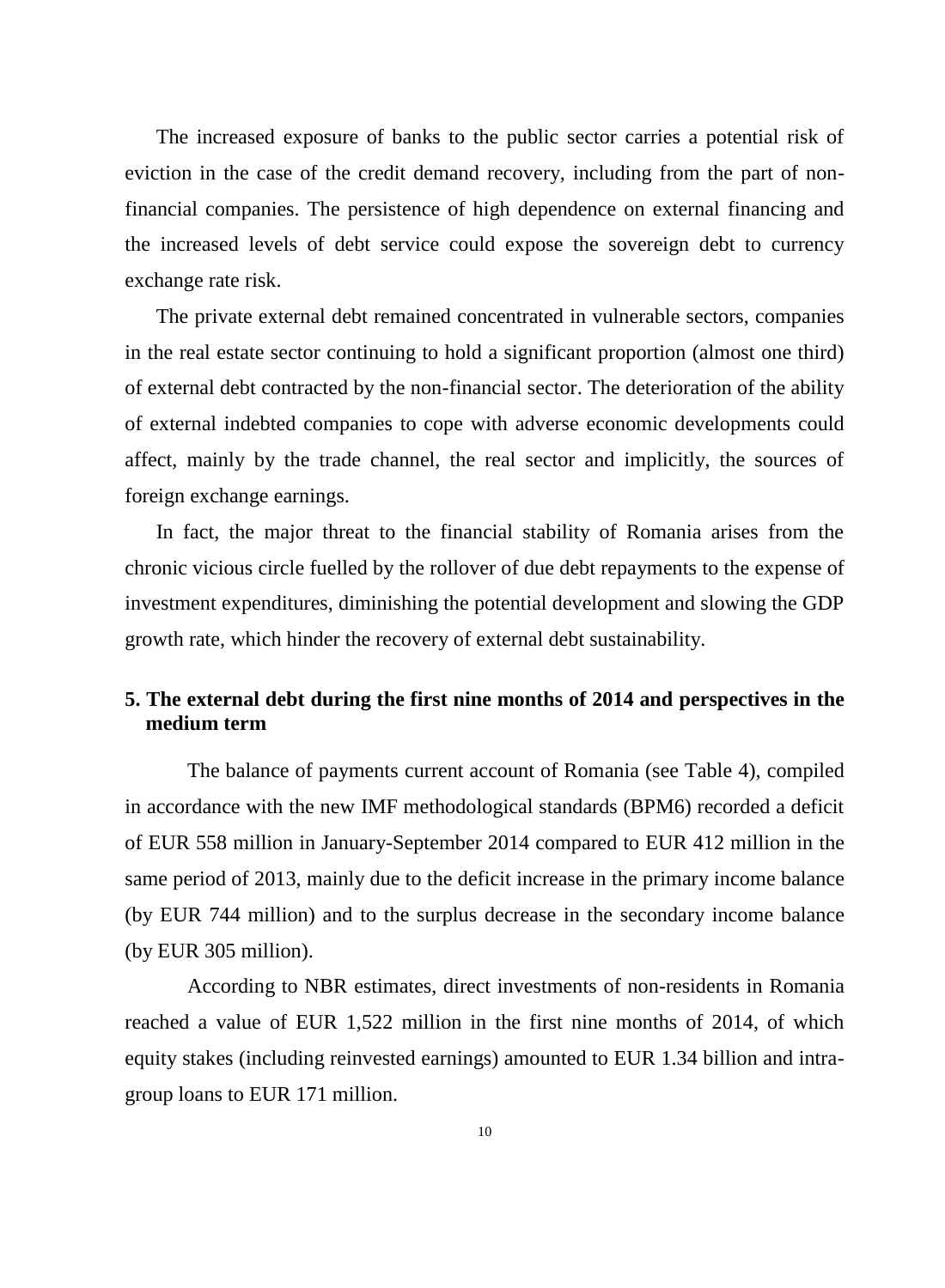The increased exposure of banks to the public sector carries a potential risk of eviction in the case of the credit demand recovery, including from the part of non-financial companies. The persistence of high dependence on external financing and the increased levels of debt service could expose the sovereign debt to currency exchange rate risk.

The private external debt remained concentrated in vulnerable sectors, companies in the real estate sector continuing to hold a significant proportion (almost one third) of external debt contracted by the non-financial sector. The deterioration of the ability of external indebted companies to cope with adverse economic developments could affect, mainly by the trade channel, the real sector and implicitly, the sources of foreign exchange earnings.

In fact, the major threat to the financial stability of Romania arises from the chronic vicious circle fuelled by the rollover of due debt repayments to the expense of investment expenditures, diminishing the potential development and slowing the GDP growth rate, which hinder the recovery of external debt sustainability.

## 5. The external debt during the first nine months of 2014 and perspectives in the medium term

The balance of payments current account of Romania (see Table 4), compiled in accordance with the new IMF methodological standards (BPM6) recorded a deficit of EUR 558 million in January-September 2014 compared to EUR 412 million in the same period of 2013, mainly due to the deficit increase in the primary income balance (by EUR 744 million) and to the surplus decrease in the secondary income balance (by EUR 305 million).

According to NBR estimates, direct investments of non-residents in Romania reached a value of EUR 1,522 million in the first nine months of 2014, of which equity stakes (including reinvested earnings) amounted to EUR 1.34 billion and intra-group loans to EUR 171 million.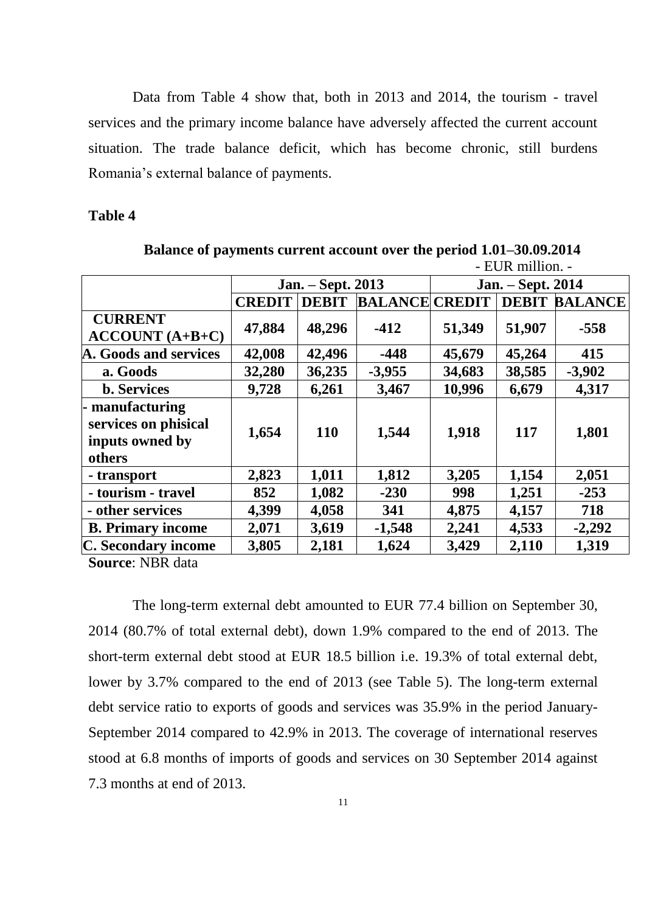Data from Table 4 show that, both in 2013 and 2014, the tourism - travel services and the primary income balance have adversely affected the current account situation. The trade balance deficit, which has become chronic, still burdens Romania's external balance of payments.

**Table 4**

**Balance of payments current account over the period 1.01–30.09.2014**

\- EUR million. -

| | **Jan. – Sept. 2013** | | | **Jan. – Sept. 2014** | | |
|---|---|---|---|---|---|---|
| | **CREDIT** | **DEBIT** | **BALANCE** | **CREDIT** | **DEBIT** | **BALANCE** |
| **CURRENT ACCOUNT (A+B+C)** | **47,884** | **48,296** | **-412** | **51,349** | **51,907** | **-558** |
| **A. Goods and services** | **42,008** | **42,496** | **-448** | **45,679** | **45,264** | **415** |
| **a. Goods** | **32,280** | **36,235** | **-3,955** | **34,683** | **38,585** | **-3,902** |
| **b. Services** | **9,728** | **6,261** | **3,467** | **10,996** | **6,679** | **4,317** |
| **- manufacturing services on phisical inputs owned by others** | **1,654** | **110** | **1,544** | **1,918** | **117** | **1,801** |
| **- transport** | **2,823** | **1,011** | **1,812** | **3,205** | **1,154** | **2,051** |
| **- tourism - travel** | **852** | **1,082** | **-230** | **998** | **1,251** | **-253** |
| **- other services** | **4,399** | **4,058** | **341** | **4,875** | **4,157** | **718** |
| **B. Primary income** | **2,071** | **3,619** | **-1,548** | **2,241** | **4,533** | **-2,292** |
| **C. Secondary income** | **3,805** | **2,181** | **1,624** | **3,429** | **2,110** | **1,319** |

**Source**: NBR data

The long-term external debt amounted to EUR 77.4 billion on September 30, 2014 (80.7% of total external debt), down 1.9% compared to the end of 2013. The short-term external debt stood at EUR 18.5 billion i.e. 19.3% of total external debt, lower by 3.7% compared to the end of 2013 (see Table 5). The long-term external debt service ratio to exports of goods and services was 35.9% in the period January-September 2014 compared to 42.9% in 2013. The coverage of international reserves stood at 6.8 months of imports of goods and services on 30 September 2014 against 7.3 months at end of 2013.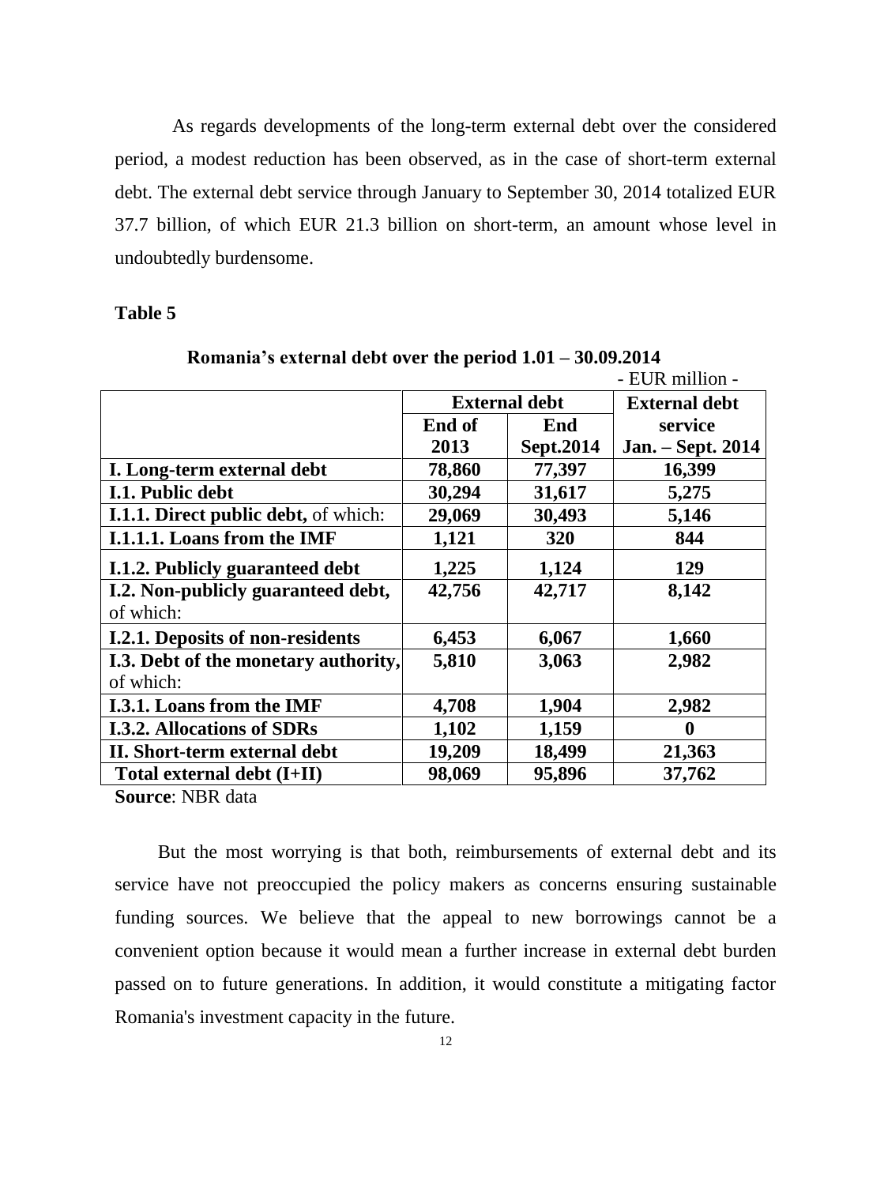As regards developments of the long-term external debt over the considered period, a modest reduction has been observed, as in the case of short-term external debt. The external debt service through January to September 30, 2014 totalized EUR 37.7 billion, of which EUR 21.3 billion on short-term, an amount whose level in undoubtedly burdensome.

**Table 5**

**Romania's external debt over the period 1.01 – 30.09.2014**

- EUR million -

| | **External debt** | | **External debt service** |
|---|---|---|---|
| | **End of 2013** | **End Sept.2014** | **Jan. – Sept. 2014** |
| **I. Long-term external debt** | **78,860** | **77,397** | **16,399** |
| **I.1. Public debt** | **30,294** | **31,617** | **5,275** |
| **I.1.1. Direct public debt,** of which: | **29,069** | **30,493** | **5,146** |
| **I.1.1.1. Loans from the IMF** | **1,121** | **320** | **844** |
| **I.1.2. Publicly guaranteed debt** | **1,225** | **1,124** | **129** |
| **I.2. Non-publicly guaranteed debt,** of which: | **42,756** | **42,717** | **8,142** |
| **I.2.1. Deposits of non-residents** | **6,453** | **6,067** | **1,660** |
| **I.3. Debt of the monetary authority,** of which: | **5,810** | **3,063** | **2,982** |
| **I.3.1. Loans from the IMF** | **4,708** | **1,904** | **2,982** |
| **I.3.2. Allocations of SDRs** | **1,102** | **1,159** | **0** |
| **II. Short-term external debt** | **19,209** | **18,499** | **21,363** |
| **Total external debt (I+II)** | **98,069** | **95,896** | **37,762** |

**Source**: NBR data

But the most worrying is that both, reimbursements of external debt and its service have not preoccupied the policy makers as concerns ensuring sustainable funding sources. We believe that the appeal to new borrowings cannot be a convenient option because it would mean a further increase in external debt burden passed on to future generations. In addition, it would constitute a mitigating factor Romania's investment capacity in the future.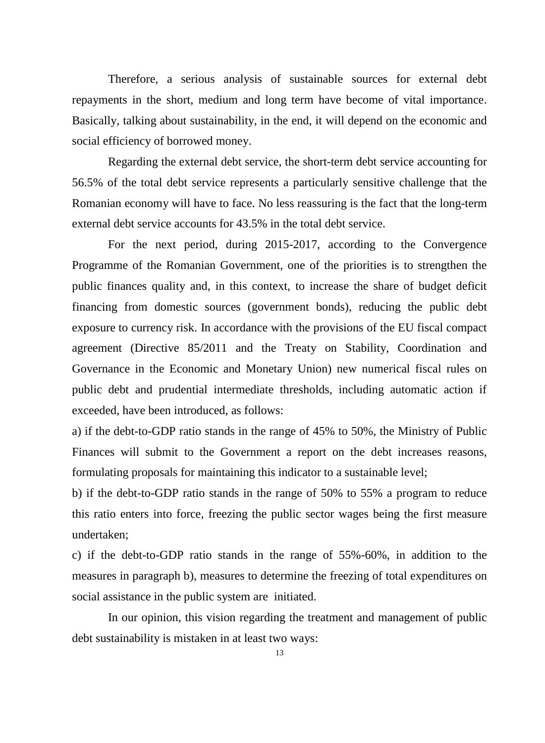Therefore, a serious analysis of sustainable sources for external debt repayments in the short, medium and long term have become of vital importance. Basically, talking about sustainability, in the end, it will depend on the economic and social efficiency of borrowed money.

Regarding the external debt service, the short-term debt service accounting for 56.5% of the total debt service represents a particularly sensitive challenge that the Romanian economy will have to face. No less reassuring is the fact that the long-term external debt service accounts for 43.5% in the total debt service.

For the next period, during 2015-2017, according to the Convergence Programme of the Romanian Government, one of the priorities is to strengthen the public finances quality and, in this context, to increase the share of budget deficit financing from domestic sources (government bonds), reducing the public debt exposure to currency risk. In accordance with the provisions of the EU fiscal compact agreement (Directive 85/2011 and the Treaty on Stability, Coordination and Governance in the Economic and Monetary Union) new numerical fiscal rules on public debt and prudential intermediate thresholds, including automatic action if exceeded, have been introduced, as follows:

a) if the debt-to-GDP ratio stands in the range of 45% to 50%, the Ministry of Public Finances will submit to the Government a report on the debt increases reasons, formulating proposals for maintaining this indicator to a sustainable level;

b) if the debt-to-GDP ratio stands in the range of 50% to 55% a program to reduce this ratio enters into force, freezing the public sector wages being the first measure undertaken;

c) if the debt-to-GDP ratio stands in the range of 55%-60%, in addition to the measures in paragraph b), measures to determine the freezing of total expenditures on social assistance in the public system are initiated.

In our opinion, this vision regarding the treatment and management of public debt sustainability is mistaken in at least two ways: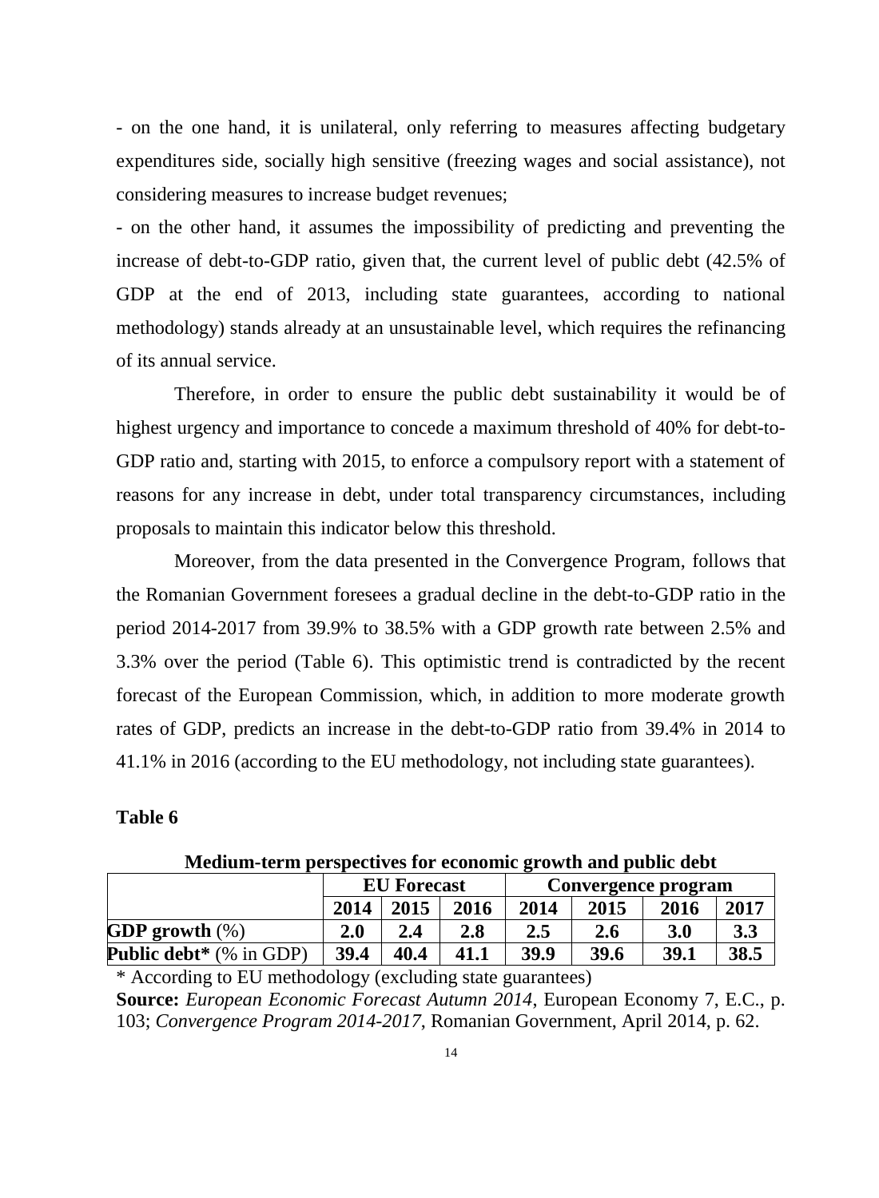- on the one hand, it is unilateral, only referring to measures affecting budgetary expenditures side, socially high sensitive (freezing wages and social assistance), not considering measures to increase budget revenues;

- on the other hand, it assumes the impossibility of predicting and preventing the increase of debt-to-GDP ratio, given that, the current level of public debt (42.5% of GDP at the end of 2013, including state guarantees, according to national methodology) stands already at an unsustainable level, which requires the refinancing of its annual service.

Therefore, in order to ensure the public debt sustainability it would be of highest urgency and importance to concede a maximum threshold of 40% for debt-to-GDP ratio and, starting with 2015, to enforce a compulsory report with a statement of reasons for any increase in debt, under total transparency circumstances, including proposals to maintain this indicator below this threshold.

Moreover, from the data presented in the Convergence Program, follows that the Romanian Government foresees a gradual decline in the debt-to-GDP ratio in the period 2014-2017 from 39.9% to 38.5% with a GDP growth rate between 2.5% and 3.3% over the period (Table 6). This optimistic trend is contradicted by the recent forecast of the European Commission, which, in addition to more moderate growth rates of GDP, predicts an increase in the debt-to-GDP ratio from 39.4% in 2014 to 41.1% in 2016 (according to the EU methodology, not including state guarantees).

**Table 6**

**Medium-term perspectives for economic growth and public debt**

| | **EU Forecast** | | | **Convergence program** | | | |
|---|---|---|---|---|---|---|---|
| | **2014** | **2015** | **2016** | **2014** | **2015** | **2016** | **2017** |
| **GDP growth** (%) | **2.0** | **2.4** | **2.8** | **2.5** | **2.6** | **3.0** | **3.3** |
| **Public debt*** (% in GDP) | **39.4** | **40.4** | **41.1** | **39.9** | **39.6** | **39.1** | **38.5** |

* According to EU methodology (excluding state guarantees)

**Source:** *European Economic Forecast Autumn 2014*, European Economy 7, E.C., p. 103; *Convergence Program 2014-2017*, Romanian Government, April 2014, p. 62.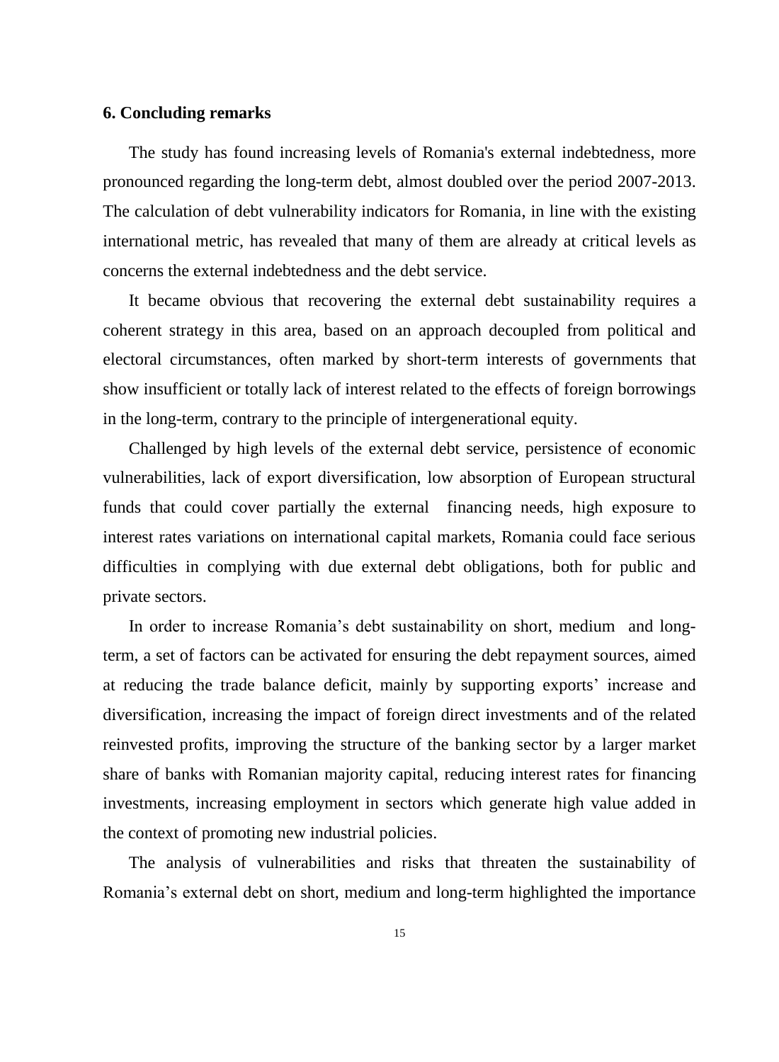## 6. Concluding remarks

The study has found increasing levels of Romania's external indebtedness, more pronounced regarding the long-term debt, almost doubled over the period 2007-2013. The calculation of debt vulnerability indicators for Romania, in line with the existing international metric, has revealed that many of them are already at critical levels as concerns the external indebtedness and the debt service.

It became obvious that recovering the external debt sustainability requires a coherent strategy in this area, based on an approach decoupled from political and electoral circumstances, often marked by short-term interests of governments that show insufficient or totally lack of interest related to the effects of foreign borrowings in the long-term, contrary to the principle of intergenerational equity.

Challenged by high levels of the external debt service, persistence of economic vulnerabilities, lack of export diversification, low absorption of European structural funds that could cover partially the external financing needs, high exposure to interest rates variations on international capital markets, Romania could face serious difficulties in complying with due external debt obligations, both for public and private sectors.

In order to increase Romania's debt sustainability on short, medium and long-term, a set of factors can be activated for ensuring the debt repayment sources, aimed at reducing the trade balance deficit, mainly by supporting exports' increase and diversification, increasing the impact of foreign direct investments and of the related reinvested profits, improving the structure of the banking sector by a larger market share of banks with Romanian majority capital, reducing interest rates for financing investments, increasing employment in sectors which generate high value added in the context of promoting new industrial policies.

The analysis of vulnerabilities and risks that threaten the sustainability of Romania's external debt on short, medium and long-term highlighted the importance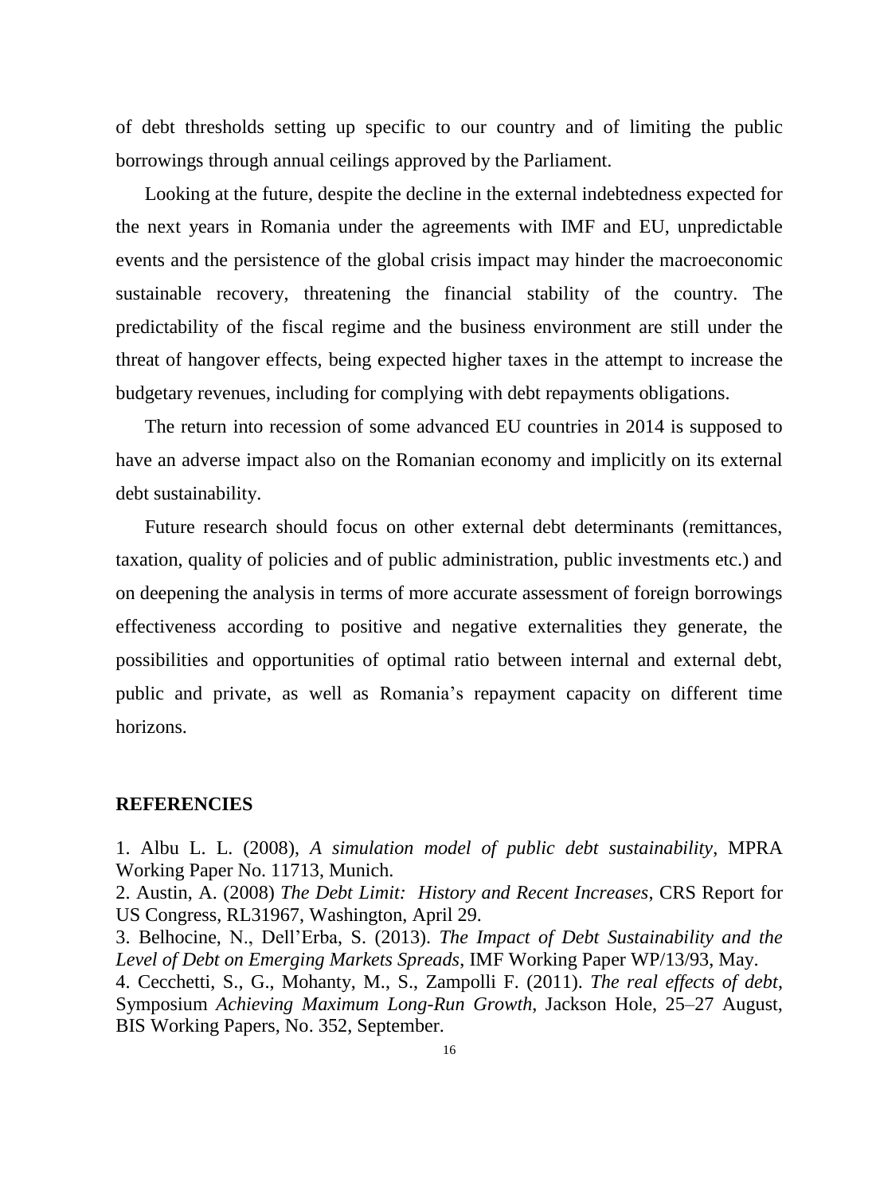of debt thresholds setting up specific to our country and of limiting the public borrowings through annual ceilings approved by the Parliament.

Looking at the future, despite the decline in the external indebtedness expected for the next years in Romania under the agreements with IMF and EU, unpredictable events and the persistence of the global crisis impact may hinder the macroeconomic sustainable recovery, threatening the financial stability of the country. The predictability of the fiscal regime and the business environment are still under the threat of hangover effects, being expected higher taxes in the attempt to increase the budgetary revenues, including for complying with debt repayments obligations.

The return into recession of some advanced EU countries in 2014 is supposed to have an adverse impact also on the Romanian economy and implicitly on its external debt sustainability.

Future research should focus on other external debt determinants (remittances, taxation, quality of policies and of public administration, public investments etc.) and on deepening the analysis in terms of more accurate assessment of foreign borrowings effectiveness according to positive and negative externalities they generate, the possibilities and opportunities of optimal ratio between internal and external debt, public and private, as well as Romania's repayment capacity on different time horizons.

**REFERENCIES**

1. Albu L. L. (2008), *A simulation model of public debt sustainability*, MPRA Working Paper No. 11713, Munich.
2. Austin, A. (2008) *The Debt Limit: History and Recent Increases*, CRS Report for US Congress, RL31967, Washington, April 29.
3. Belhocine, N., Dell'Erba, S. (2013). *The Impact of Debt Sustainability and the Level of Debt on Emerging Markets Spreads*, IMF Working Paper WP/13/93, May.
4. Cecchetti, S., G., Mohanty, M., S., Zampolli F. (2011). *The real effects of debt*, Symposium *Achieving Maximum Long-Run Growth*, Jackson Hole, 25–27 August, BIS Working Papers, No. 352, September.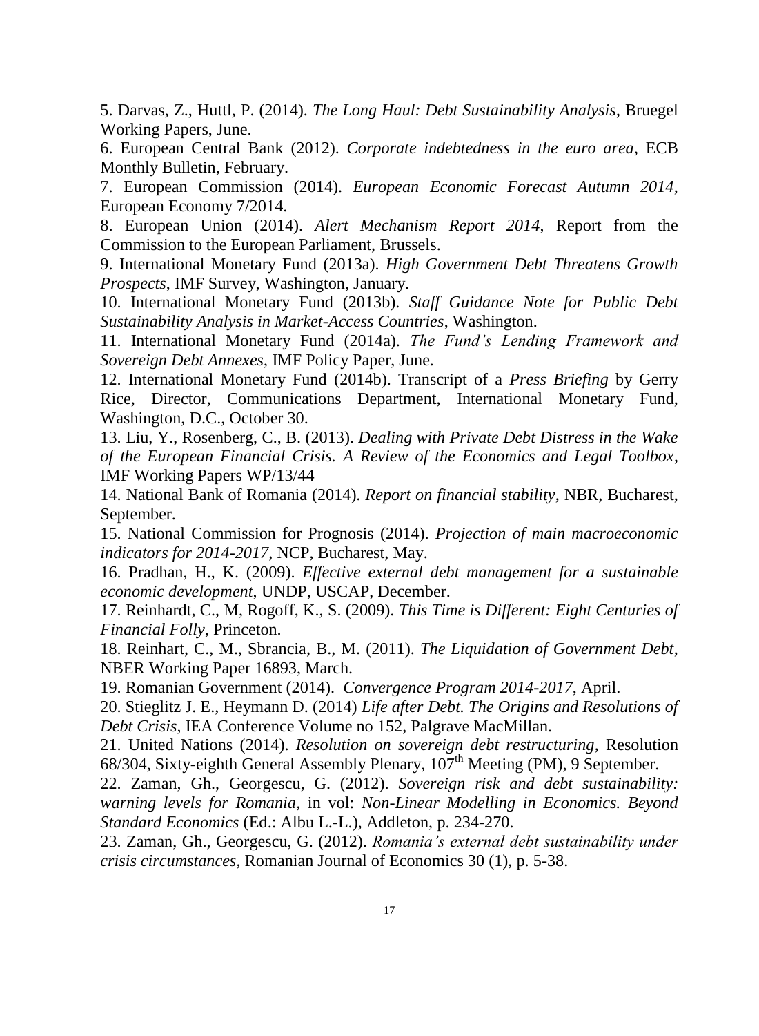5. Darvas, Z., Huttl, P. (2014). *The Long Haul: Debt Sustainability Analysis*, Bruegel Working Papers, June.

6. European Central Bank (2012). *Corporate indebtedness in the euro area*, ECB Monthly Bulletin, February.

7. European Commission (2014). *European Economic Forecast Autumn 2014*, European Economy 7/2014.

8. European Union (2014). *Alert Mechanism Report 2014*, Report from the Commission to the European Parliament, Brussels.

9. International Monetary Fund (2013a). *High Government Debt Threatens Growth Prospects*, IMF Survey, Washington, January.

10. International Monetary Fund (2013b). *Staff Guidance Note for Public Debt Sustainability Analysis in Market-Access Countries*, Washington.

11. International Monetary Fund (2014a). *The Fund's Lending Framework and Sovereign Debt Annexes*, IMF Policy Paper, June.

12. International Monetary Fund (2014b). Transcript of a *Press Briefing* by Gerry Rice, Director, Communications Department, International Monetary Fund, Washington, D.C., October 30.

13. Liu, Y., Rosenberg, C., B. (2013). *Dealing with Private Debt Distress in the Wake of the European Financial Crisis. A Review of the Economics and Legal Toolbox*, IMF Working Papers WP/13/44

14. National Bank of Romania (2014). *Report on financial stability*, NBR, Bucharest, September.

15. National Commission for Prognosis (2014). *Projection of main macroeconomic indicators for 2014-2017*, NCP, Bucharest, May.

16. Pradhan, H., K. (2009). *Effective external debt management for a sustainable economic development*, UNDP, USCAP, December.

17. Reinhardt, C., M, Rogoff, K., S. (2009). *This Time is Different: Eight Centuries of Financial Folly*, Princeton.

18. Reinhart, C., M., Sbrancia, B., M. (2011). *The Liquidation of Government Debt*, NBER Working Paper 16893, March.

19. Romanian Government (2014). *Convergence Program 2014-2017*, April.

20. Stieglitz J. E., Heymann D. (2014) *Life after Debt. The Origins and Resolutions of Debt Crisis*, IEA Conference Volume no 152, Palgrave MacMillan.

21. United Nations (2014). *Resolution on sovereign debt restructuring*, Resolution 68/304, Sixty-eighth General Assembly Plenary, 107th Meeting (PM), 9 September.

22. Zaman, Gh., Georgescu, G. (2012). *Sovereign risk and debt sustainability: warning levels for Romania*, in vol: *Non-Linear Modelling in Economics. Beyond Standard Economics* (Ed.: Albu L.-L.), Addleton, p. 234-270.

23. Zaman, Gh., Georgescu, G. (2012). *Romania's external debt sustainability under crisis circumstances*, Romanian Journal of Economics 30 (1), p. 5-38.